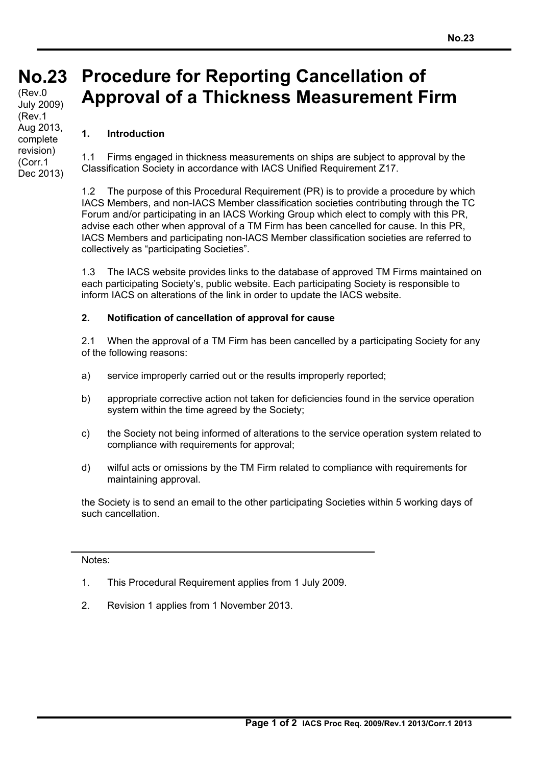# No.23 Procedure for Reporting Cancellation of Approval of a Thickness Measurement Firm

(Rev.0 July 2009)
(Rev.1 Aug 2013, complete revision)
(Corr.1 Dec 2013)

## 1. Introduction

1.1 Firms engaged in thickness measurements on ships are subject to approval by the Classification Society in accordance with IACS Unified Requirement Z17.

1.2 The purpose of this Procedural Requirement (PR) is to provide a procedure by which IACS Members, and non-IACS Member classification societies contributing through the TC Forum and/or participating in an IACS Working Group which elect to comply with this PR, advise each other when approval of a TM Firm has been cancelled for cause. In this PR, IACS Members and participating non-IACS Member classification societies are referred to collectively as "participating Societies".

1.3 The IACS website provides links to the database of approved TM Firms maintained on each participating Society's, public website. Each participating Society is responsible to inform IACS on alterations of the link in order to update the IACS website.

## 2. Notification of cancellation of approval for cause

2.1 When the approval of a TM Firm has been cancelled by a participating Society for any of the following reasons:

a) service improperly carried out or the results improperly reported;

b) appropriate corrective action not taken for deficiencies found in the service operation system within the time agreed by the Society;

c) the Society not being informed of alterations to the service operation system related to compliance with requirements for approval;

d) wilful acts or omissions by the TM Firm related to compliance with requirements for maintaining approval.

the Society is to send an email to the other participating Societies within 5 working days of such cancellation.

---

Notes:

1. This Procedural Requirement applies from 1 July 2009.

2. Revision 1 applies from 1 November 2013.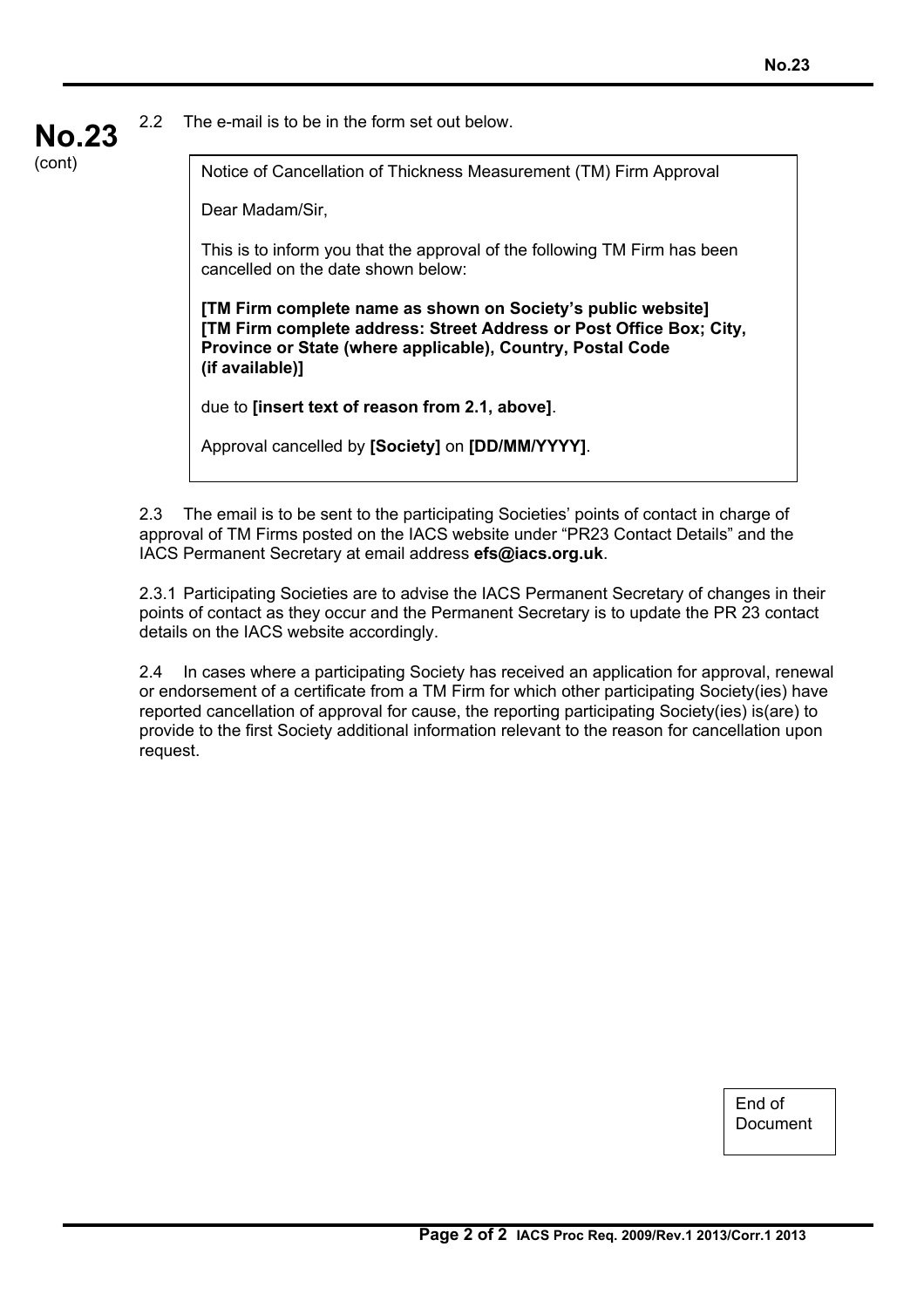2.2 The e-mail is to be in the form set out below.

> Notice of Cancellation of Thickness Measurement (TM) Firm Approval
>
> Dear Madam/Sir,
>
> This is to inform you that the approval of the following TM Firm has been cancelled on the date shown below:
>
> **[TM Firm complete name as shown on Society's public website]**
> **[TM Firm complete address: Street Address or Post Office Box; City, Province or State (where applicable), Country, Postal Code (if available)]**
>
> due to **[insert text of reason from 2.1, above]**.
>
> Approval cancelled by **[Society]** on **[DD/MM/YYYY]**.

2.3 The email is to be sent to the participating Societies' points of contact in charge of approval of TM Firms posted on the IACS website under "PR23 Contact Details" and the IACS Permanent Secretary at email address **efs@iacs.org.uk**.

2.3.1 Participating Societies are to advise the IACS Permanent Secretary of changes in their points of contact as they occur and the Permanent Secretary is to update the PR 23 contact details on the IACS website accordingly.

2.4 In cases where a participating Society has received an application for approval, renewal or endorsement of a certificate from a TM Firm for which other participating Society(ies) have reported cancellation of approval for cause, the reporting participating Society(ies) is(are) to provide to the first Society additional information relevant to the reason for cancellation upon request.

End of Document